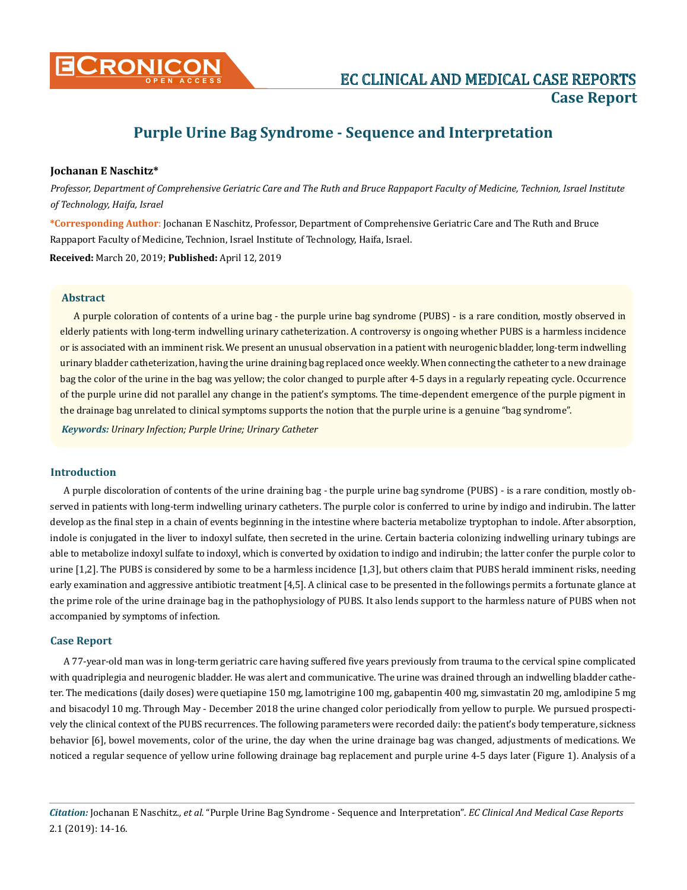# Purple Urine Bag Syndrome - Sequence and Interpretation

**Jochanan E Naschitz***

*Professor, Department of Comprehensive Geriatric Care and The Ruth and Bruce Rappaport Faculty of Medicine, Technion, Israel Institute of Technology, Haifa, Israel*

**\*Corresponding Author**: Jochanan E Naschitz, Professor, Department of Comprehensive Geriatric Care and The Ruth and Bruce Rappaport Faculty of Medicine, Technion, Israel Institute of Technology, Haifa, Israel.

**Received:** March 20, 2019; **Published:** April 12, 2019

## Abstract

A purple coloration of contents of a urine bag - the purple urine bag syndrome (PUBS) - is a rare condition, mostly observed in elderly patients with long-term indwelling urinary catheterization. A controversy is ongoing whether PUBS is a harmless incidence or is associated with an imminent risk. We present an unusual observation in a patient with neurogenic bladder, long-term indwelling urinary bladder catheterization, having the urine draining bag replaced once weekly. When connecting the catheter to a new drainage bag the color of the urine in the bag was yellow; the color changed to purple after 4-5 days in a regularly repeating cycle. Occurrence of the purple urine did not parallel any change in the patient's symptoms. The time-dependent emergence of the purple pigment in the drainage bag unrelated to clinical symptoms supports the notion that the purple urine is a genuine "bag syndrome".

***Keywords:*** *Urinary Infection; Purple Urine; Urinary Catheter*

## Introduction

A purple discoloration of contents of the urine draining bag - the purple urine bag syndrome (PUBS) - is a rare condition, mostly observed in patients with long-term indwelling urinary catheters. The purple color is conferred to urine by indigo and indirubin. The latter develop as the final step in a chain of events beginning in the intestine where bacteria metabolize tryptophan to indole. After absorption, indole is conjugated in the liver to indoxyl sulfate, then secreted in the urine. Certain bacteria colonizing indwelling urinary tubings are able to metabolize indoxyl sulfate to indoxyl, which is converted by oxidation to indigo and indirubin; the latter confer the purple color to urine [1,2]. The PUBS is considered by some to be a harmless incidence [1,3], but others claim that PUBS herald imminent risks, needing early examination and aggressive antibiotic treatment [4,5]. A clinical case to be presented in the followings permits a fortunate glance at the prime role of the urine drainage bag in the pathophysiology of PUBS. It also lends support to the harmless nature of PUBS when not accompanied by symptoms of infection.

## Case Report

A 77-year-old man was in long-term geriatric care having suffered five years previously from trauma to the cervical spine complicated with quadriplegia and neurogenic bladder. He was alert and communicative. The urine was drained through an indwelling bladder catheter. The medications (daily doses) were quetiapine 150 mg, lamotrigine 100 mg, gabapentin 400 mg, simvastatin 20 mg, amlodipine 5 mg and bisacodyl 10 mg. Through May - December 2018 the urine changed color periodically from yellow to purple. We pursued prospectively the clinical context of the PUBS recurrences. The following parameters were recorded daily: the patient's body temperature, sickness behavior [6], bowel movements, color of the urine, the day when the urine drainage bag was changed, adjustments of medications. We noticed a regular sequence of yellow urine following drainage bag replacement and purple urine 4-5 days later (Figure 1). Analysis of a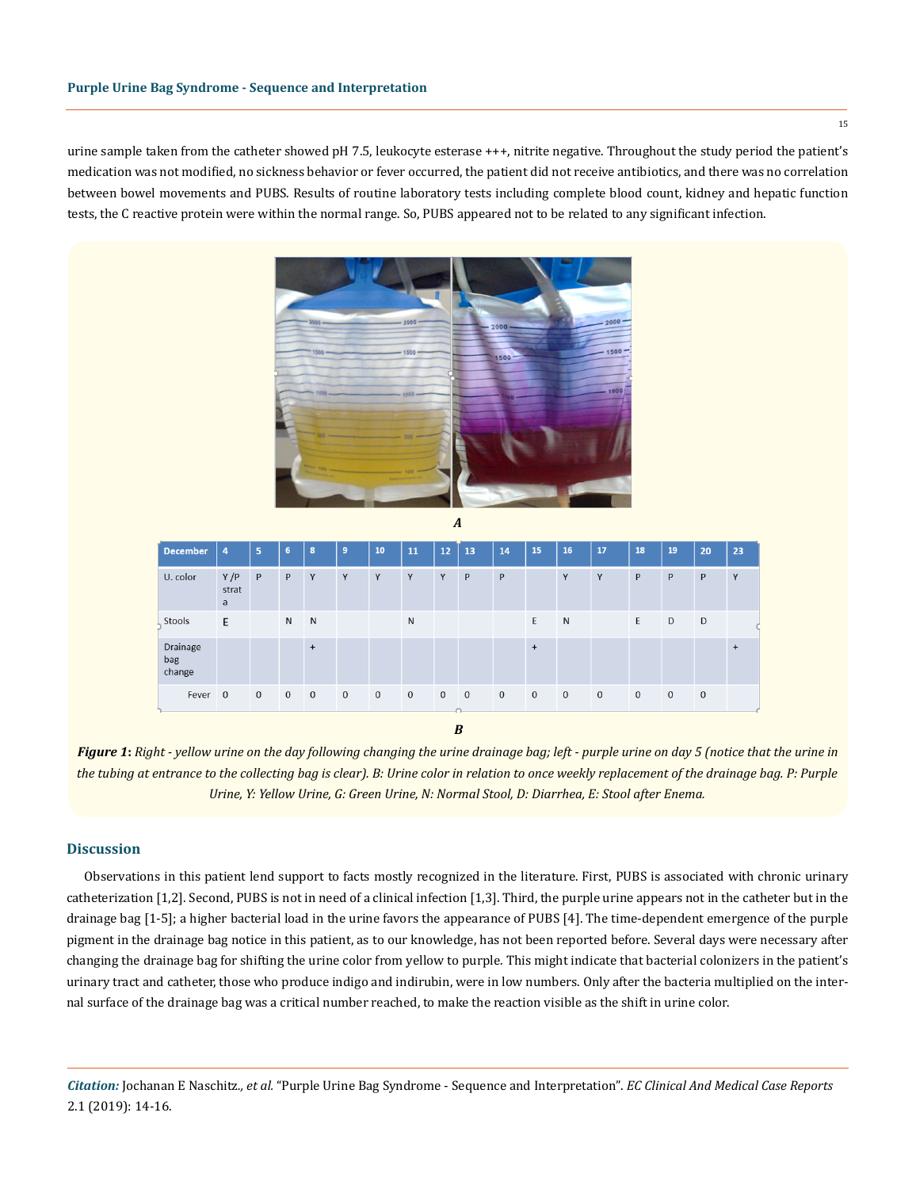urine sample taken from the catheter showed pH 7.5, leukocyte esterase +++, nitrite negative. Throughout the study period the patient's medication was not modified, no sickness behavior or fever occurred, the patient did not receive antibiotics, and there was no correlation between bowel movements and PUBS. Results of routine laboratory tests including complete blood count, kidney and hepatic function tests, the C reactive protein were within the normal range. So, PUBS appeared not to be related to any significant infection.

*A*

| December | 4 | 5 | 6 | 8 | 9 | 10 | 11 | 12 | 13 | 14 | 15 | 16 | 17 | 18 | 19 | 20 | 23 |
|---|---|---|---|---|---|---|---|---|---|---|---|---|---|---|---|---|---|
| U. color | Y /P strata | P | P | Y | Y | Y | Y | Y | P | P | | Y | Y | P | P | P | Y |
| Stools | E | | N | N | | | N | | | | E | N | | E | D | D | |
| Drainage bag change | | | | + | | | | | | | + | | | | | | + |
| Fever | 0 | 0 | 0 | 0 | 0 | 0 | 0 | 0 | 0 | 0 | 0 | 0 | 0 | 0 | 0 | 0 | |

*B*

***Figure 1**: Right - yellow urine on the day following changing the urine drainage bag; left - purple urine on day 5 (notice that the urine in the tubing at entrance to the collecting bag is clear). B: Urine color in relation to once weekly replacement of the drainage bag. P: Purple Urine, Y: Yellow Urine, G: Green Urine, N: Normal Stool, D: Diarrhea, E: Stool after Enema.*

## Discussion

Observations in this patient lend support to facts mostly recognized in the literature. First, PUBS is associated with chronic urinary catheterization [1,2]. Second, PUBS is not in need of a clinical infection [1,3]. Third, the purple urine appears not in the catheter but in the drainage bag [1-5]; a higher bacterial load in the urine favors the appearance of PUBS [4]. The time-dependent emergence of the purple pigment in the drainage bag notice in this patient, as to our knowledge, has not been reported before. Several days were necessary after changing the drainage bag for shifting the urine color from yellow to purple. This might indicate that bacterial colonizers in the patient's urinary tract and catheter, those who produce indigo and indirubin, were in low numbers. Only after the bacteria multiplied on the internal surface of the drainage bag was a critical number reached, to make the reaction visible as the shift in urine color.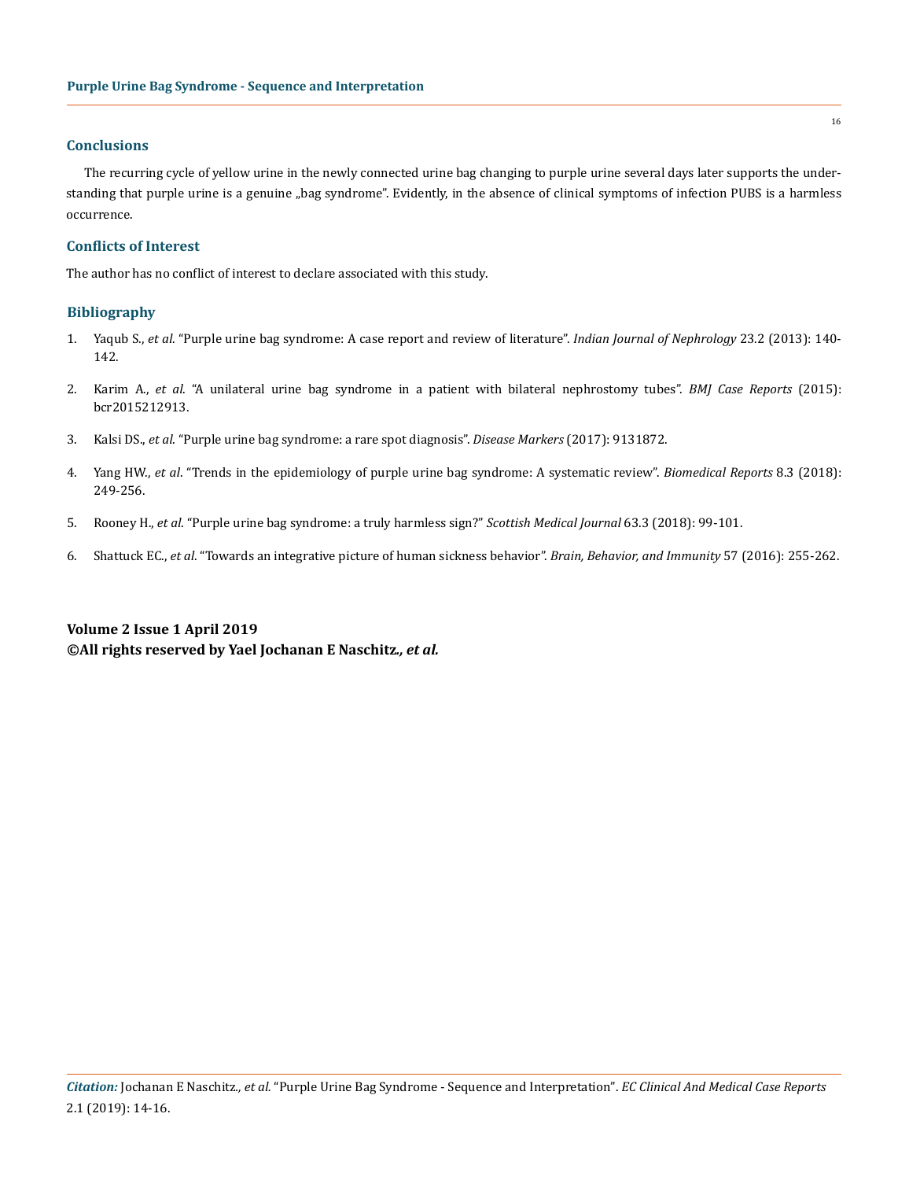## Conclusions

The recurring cycle of yellow urine in the newly connected urine bag changing to purple urine several days later supports the understanding that purple urine is a genuine „bag syndrome". Evidently, in the absence of clinical symptoms of infection PUBS is a harmless occurrence.

## Conflicts of Interest

The author has no conflict of interest to declare associated with this study.

## Bibliography

1. Yaqub S., *et al*. "Purple urine bag syndrome: A case report and review of literature". *Indian Journal of Nephrology* 23.2 (2013): 140-142.
2. Karim A., *et al*. "A unilateral urine bag syndrome in a patient with bilateral nephrostomy tubes". *BMJ Case Reports* (2015): bcr2015212913.
3. Kalsi DS., *et al*. "Purple urine bag syndrome: a rare spot diagnosis". *Disease Markers* (2017): 9131872.
4. Yang HW., *et al*. "Trends in the epidemiology of purple urine bag syndrome: A systematic review". *Biomedical Reports* 8.3 (2018): 249-256.
5. Rooney H., *et al*. "Purple urine bag syndrome: a truly harmless sign?" *Scottish Medical Journal* 63.3 (2018): 99-101.
6. Shattuck EC., *et al*. "Towards an integrative picture of human sickness behavior". *Brain, Behavior, and Immunity* 57 (2016): 255-262.

**Volume 2 Issue 1 April 2019**
**©All rights reserved by Yael Jochanan E Naschitz., *et al.***